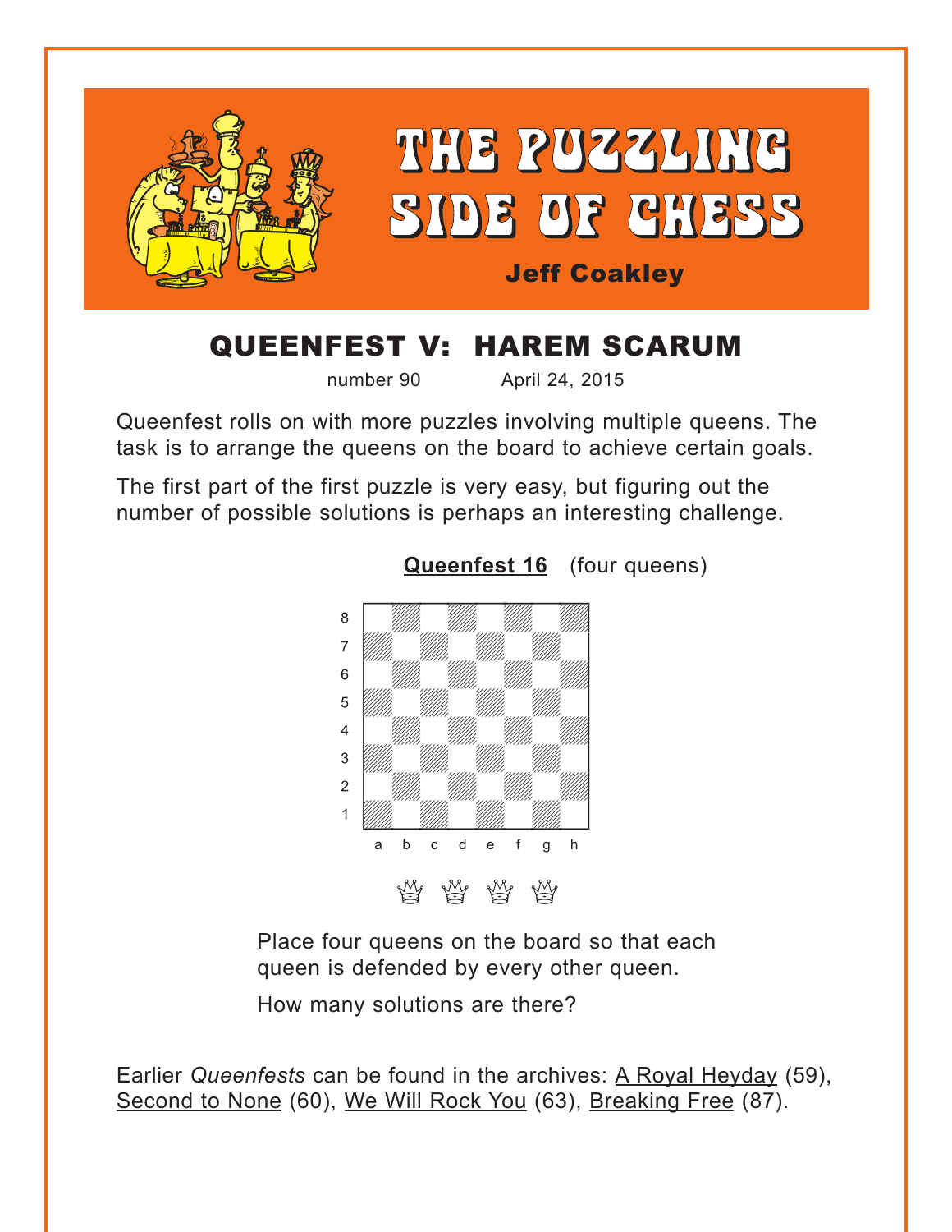# THE PUZZLING SIDE OF CHESS

**Jeff Coakley**

## QUEENFEST V: HAREM SCARUM

number 90 April 24, 2015

Queenfest rolls on with more puzzles involving multiple queens. The task is to arrange the queens on the board to achieve certain goals.

The first part of the first puzzle is very easy, but figuring out the number of possible solutions is perhaps an interesting challenge.

**Queenfest 16** (four queens)

♕ ♕ ♕ ♕

Place four queens on the board so that each queen is defended by every other queen.

How many solutions are there?

Earlier *Queenfests* can be found in the archives: A Royal Heyday (59), Second to None (60), We Will Rock You (63), Breaking Free (87).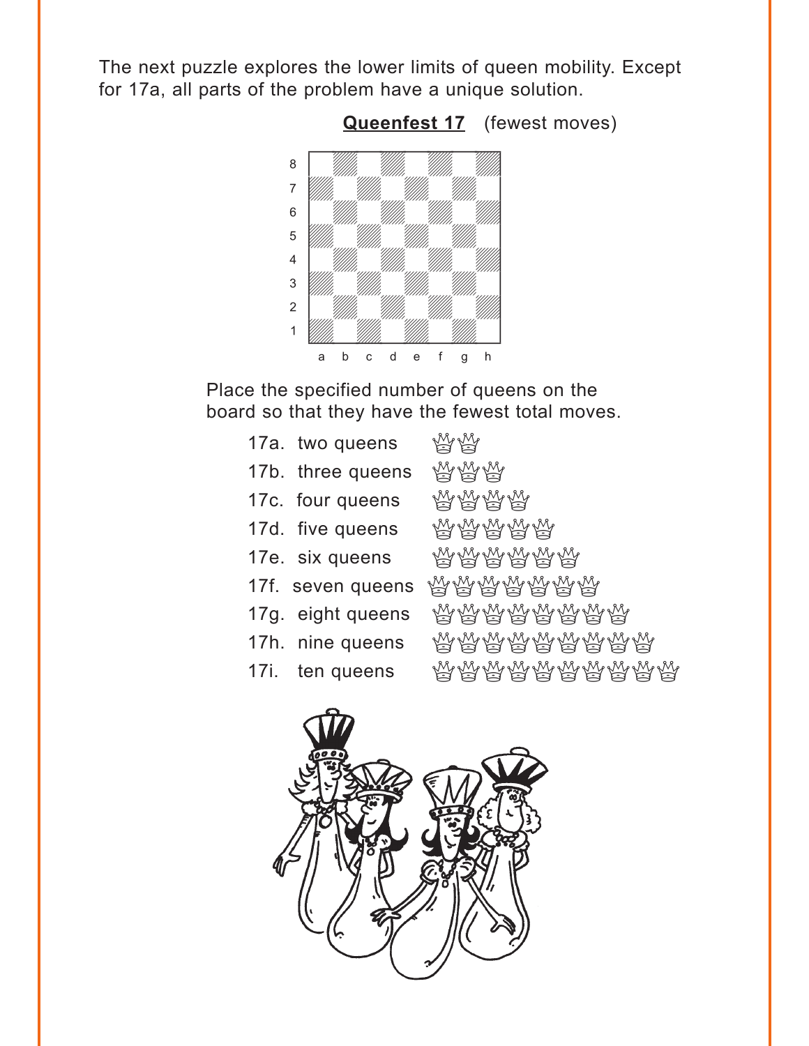The next puzzle explores the lower limits of queen mobility. Except for 17a, all parts of the problem have a unique solution.

**Queenfest 17** (fewest moves)

Place the specified number of queens on the board so that they have the fewest total moves.

17a. two queens ♕♕

17b. three queens ♕♕♕

17c. four queens ♕♕♕♕

17d. five queens ♕♕♕♕♕

17e. six queens ♕♕♕♕♕♕

17f. seven queens ♕♕♕♕♕♕♕

17g. eight queens ♕♕♕♕♕♕♕♕

17h. nine queens ♕♕♕♕♕♕♕♕♕

17i. ten queens ♕♕♕♕♕♕♕♕♕♕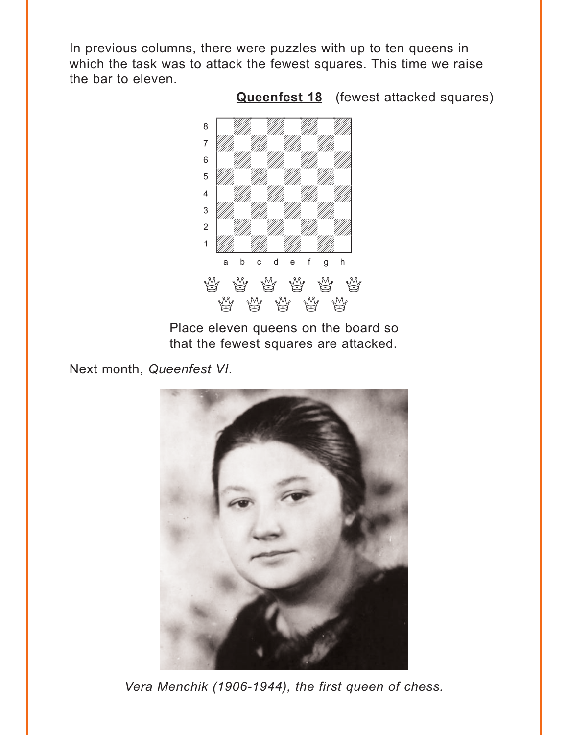In previous columns, there were puzzles with up to ten queens in which the task was to attack the fewest squares. This time we raise the bar to eleven.

**Queenfest 18** (fewest attacked squares)

Place eleven queens on the board so that the fewest squares are attacked.

Next month, *Queenfest VI*.

*Vera Menchik (1906-1944), the first queen of chess.*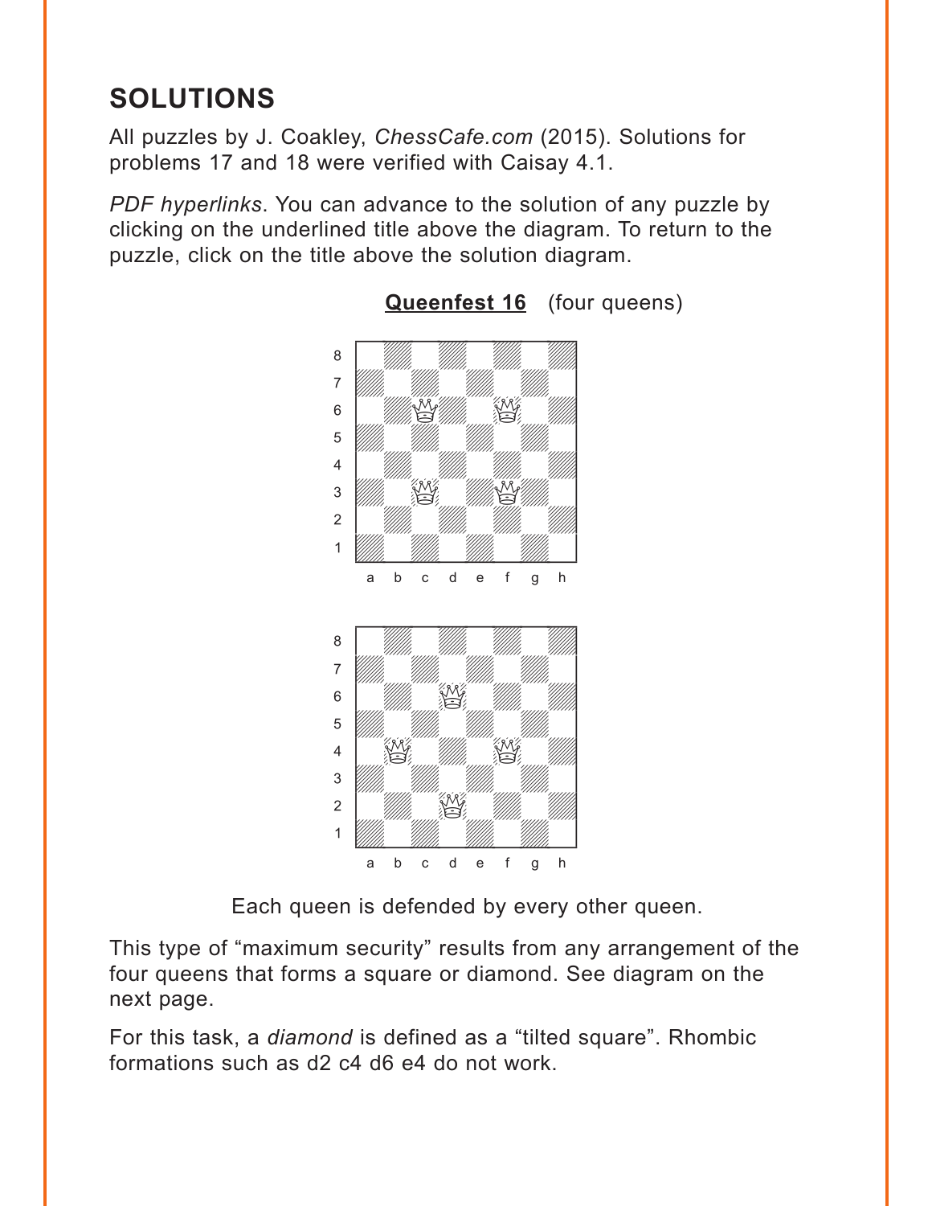## SOLUTIONS

All puzzles by J. Coakley, *ChessCafe.com* (2015). Solutions for problems 17 and 18 were verified with Caisay 4.1.

*PDF hyperlinks*. You can advance to the solution of any puzzle by clicking on the underlined title above the diagram. To return to the puzzle, click on the title above the solution diagram.

### **Queenfest 16** (four queens)

Each queen is defended by every other queen.

This type of "maximum security" results from any arrangement of the four queens that forms a square or diamond. See diagram on the next page.

For this task, a *diamond* is defined as a "tilted square". Rhombic formations such as d2 c4 d6 e4 do not work.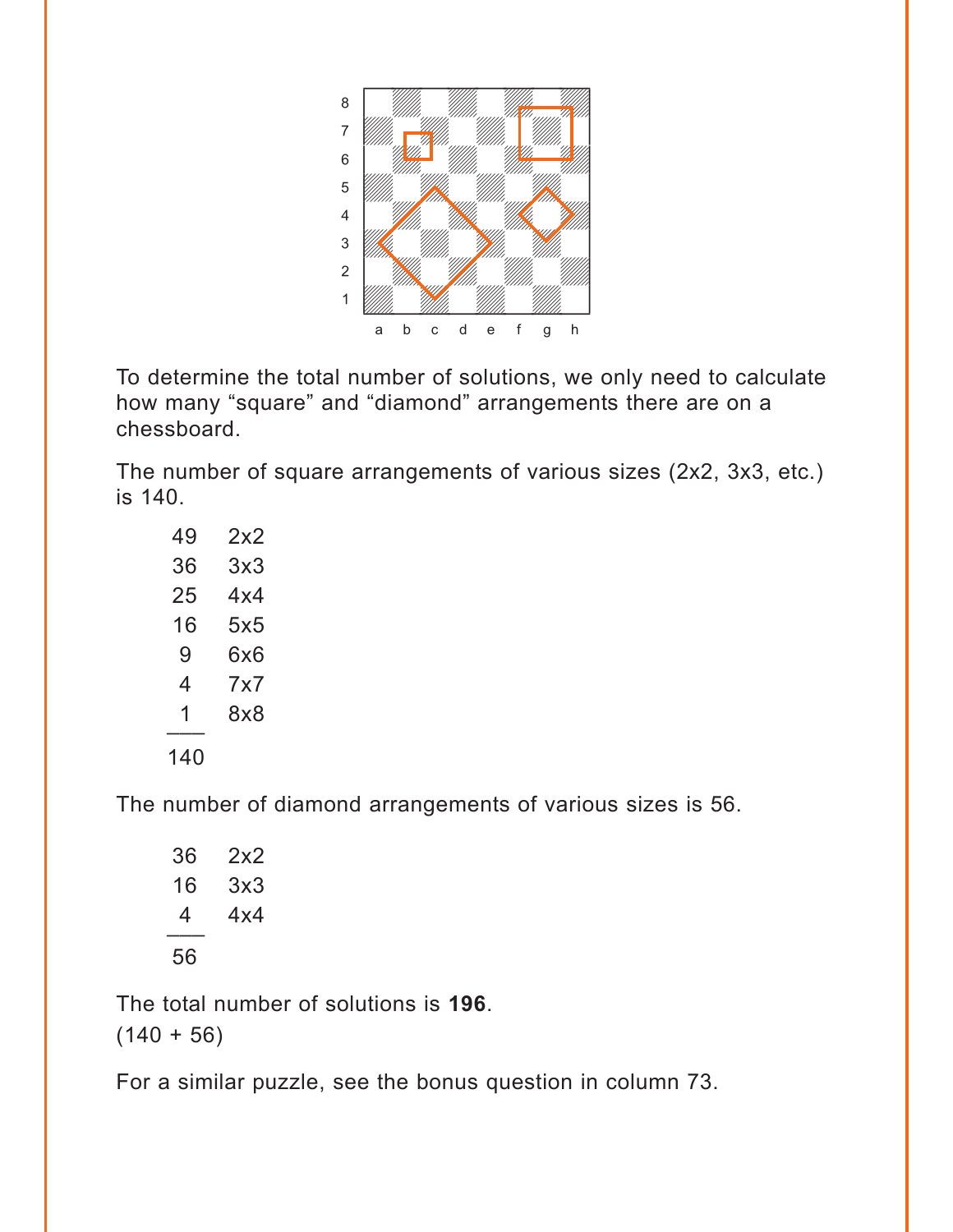To determine the total number of solutions, we only need to calculate how many “square” and “diamond” arrangements there are on a chessboard.

The number of square arrangements of various sizes (2x2, 3x3, etc.) is 140.

| | |
|---|---|
| 49 | 2x2 |
| 36 | 3x3 |
| 25 | 4x4 |
| 16 | 5x5 |
| 9 | 6x6 |
| 4 | 7x7 |
| 1 | 8x8 |
| 140 | |

The number of diamond arrangements of various sizes is 56.

| | |
|---|---|
| 36 | 2x2 |
| 16 | 3x3 |
| 4 | 4x4 |
| 56 | |

The total number of solutions is **196**.
(140 + 56)

For a similar puzzle, see the bonus question in column 73.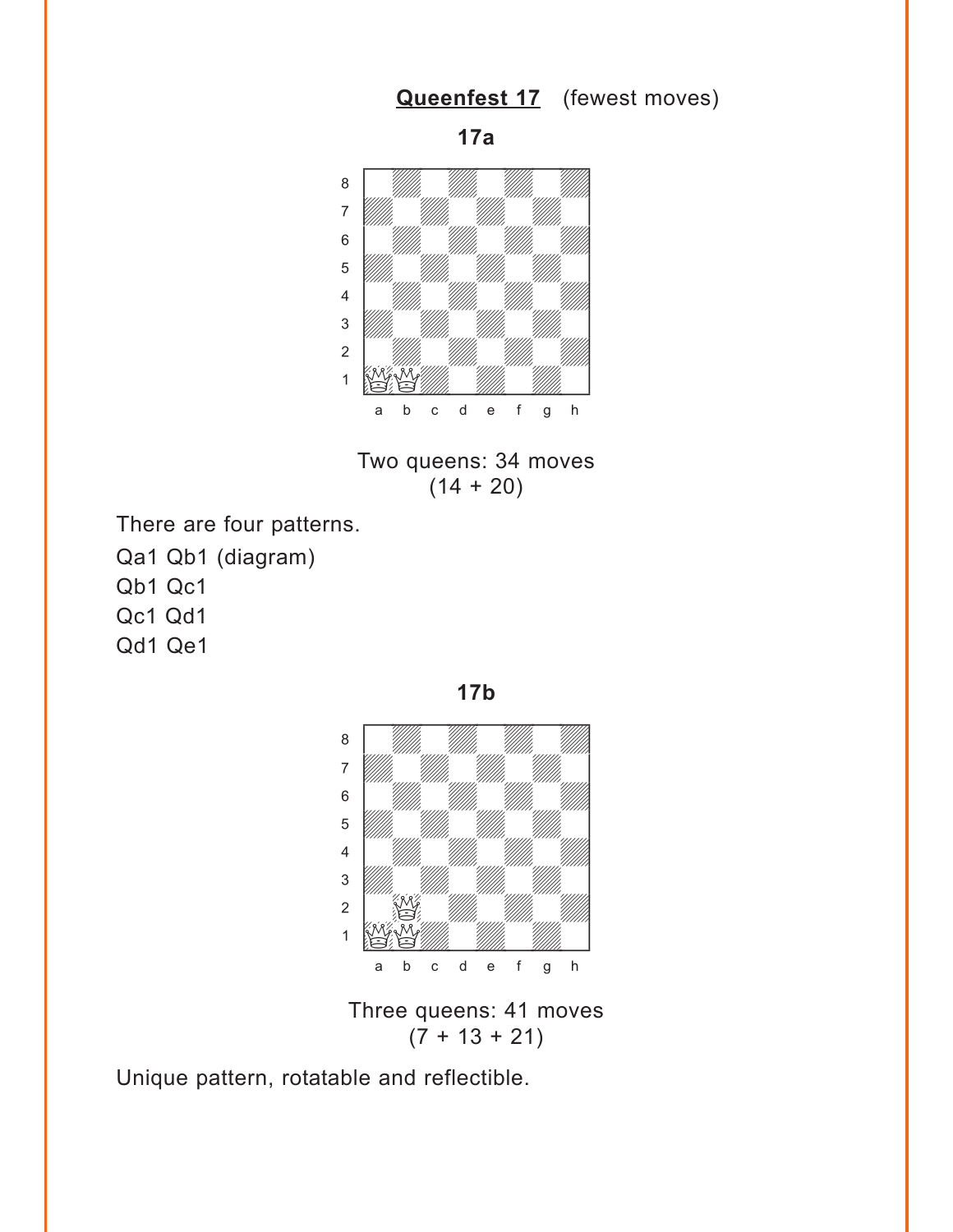## **Queenfest 17** (fewest moves)

**17a**

Two queens: 34 moves
(14 + 20)

There are four patterns.

Qa1 Qb1 (diagram)
Qb1 Qc1
Qc1 Qd1
Qd1 Qe1

**17b**

Three queens: 41 moves
(7 + 13 + 21)

Unique pattern, rotatable and reflectible.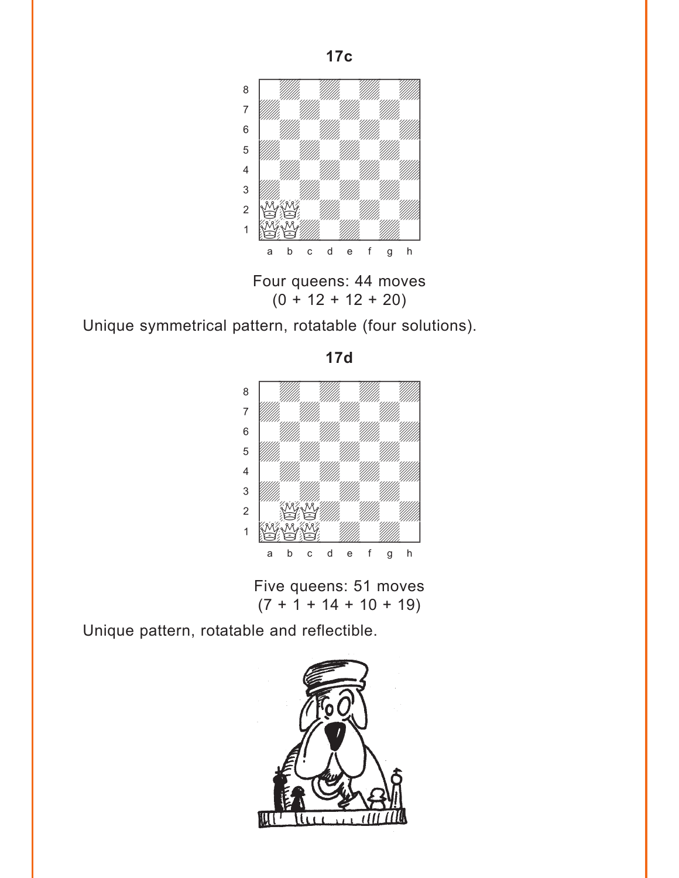**17c**

Four queens: 44 moves
(0 + 12 + 12 + 20)

Unique symmetrical pattern, rotatable (four solutions).

**17d**

Five queens: 51 moves
(7 + 1 + 14 + 10 + 19)

Unique pattern, rotatable and reflectible.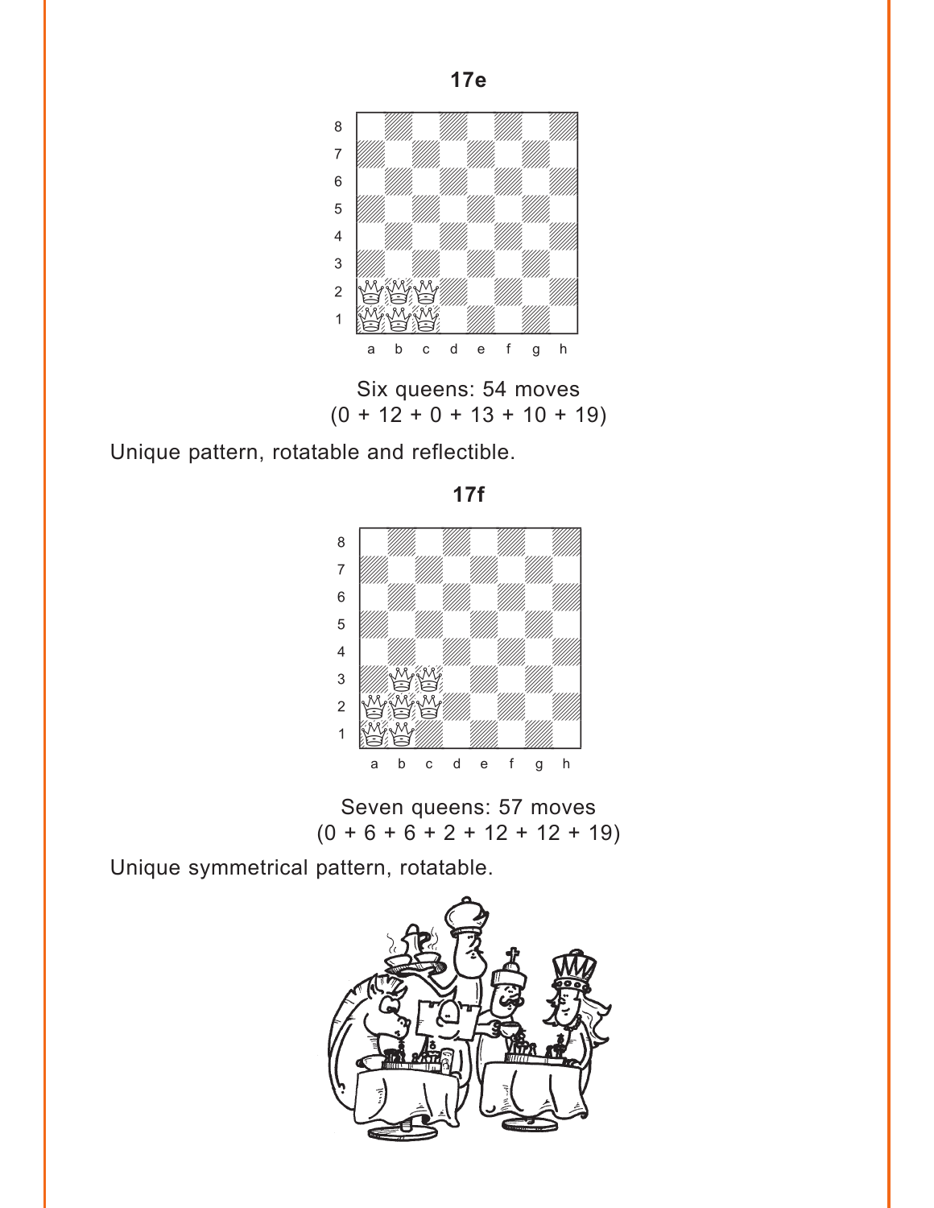**17e**

Six queens: 54 moves
(0 + 12 + 0 + 13 + 10 + 19)

Unique pattern, rotatable and reflectible.

**17f**

Seven queens: 57 moves
(0 + 6 + 6 + 2 + 12 + 12 + 19)

Unique symmetrical pattern, rotatable.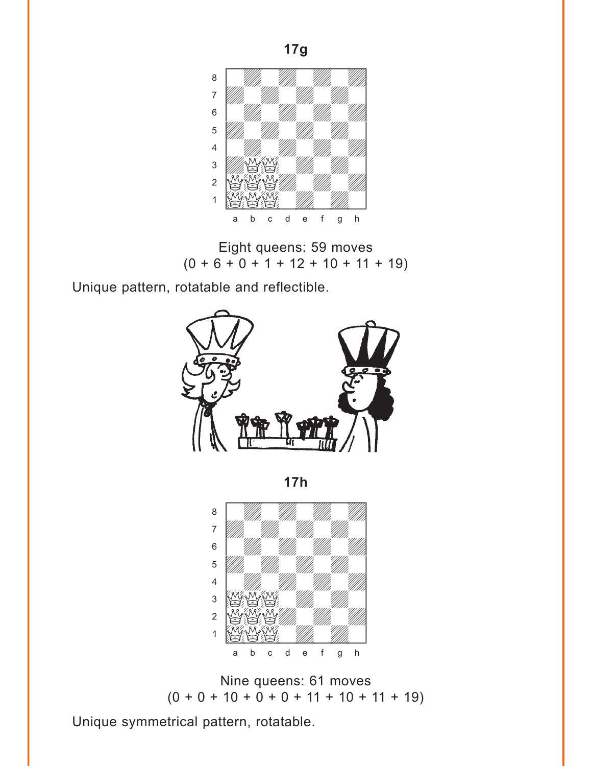**17g**

Eight queens: 59 moves
(0 + 6 + 0 + 1 + 12 + 10 + 11 + 19)

Unique pattern, rotatable and reflectible.

**17h**

Nine queens: 61 moves
(0 + 0 + 10 + 0 + 0 + 11 + 10 + 11 + 19)

Unique symmetrical pattern, rotatable.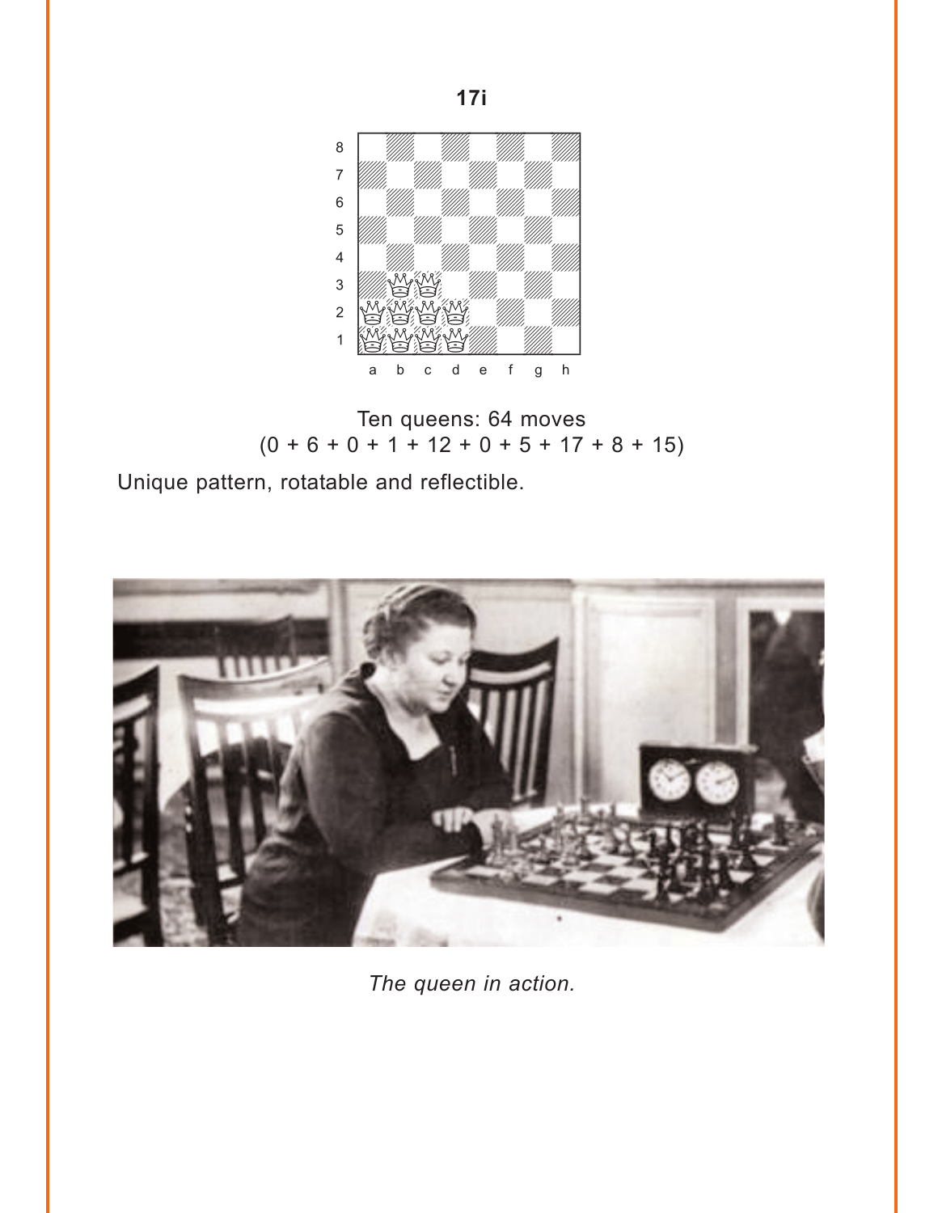**17i**

Ten queens: 64 moves
(0 + 6 + 0 + 1 + 12 + 0 + 5 + 17 + 8 + 15)

Unique pattern, rotatable and reflectible.

*The queen in action.*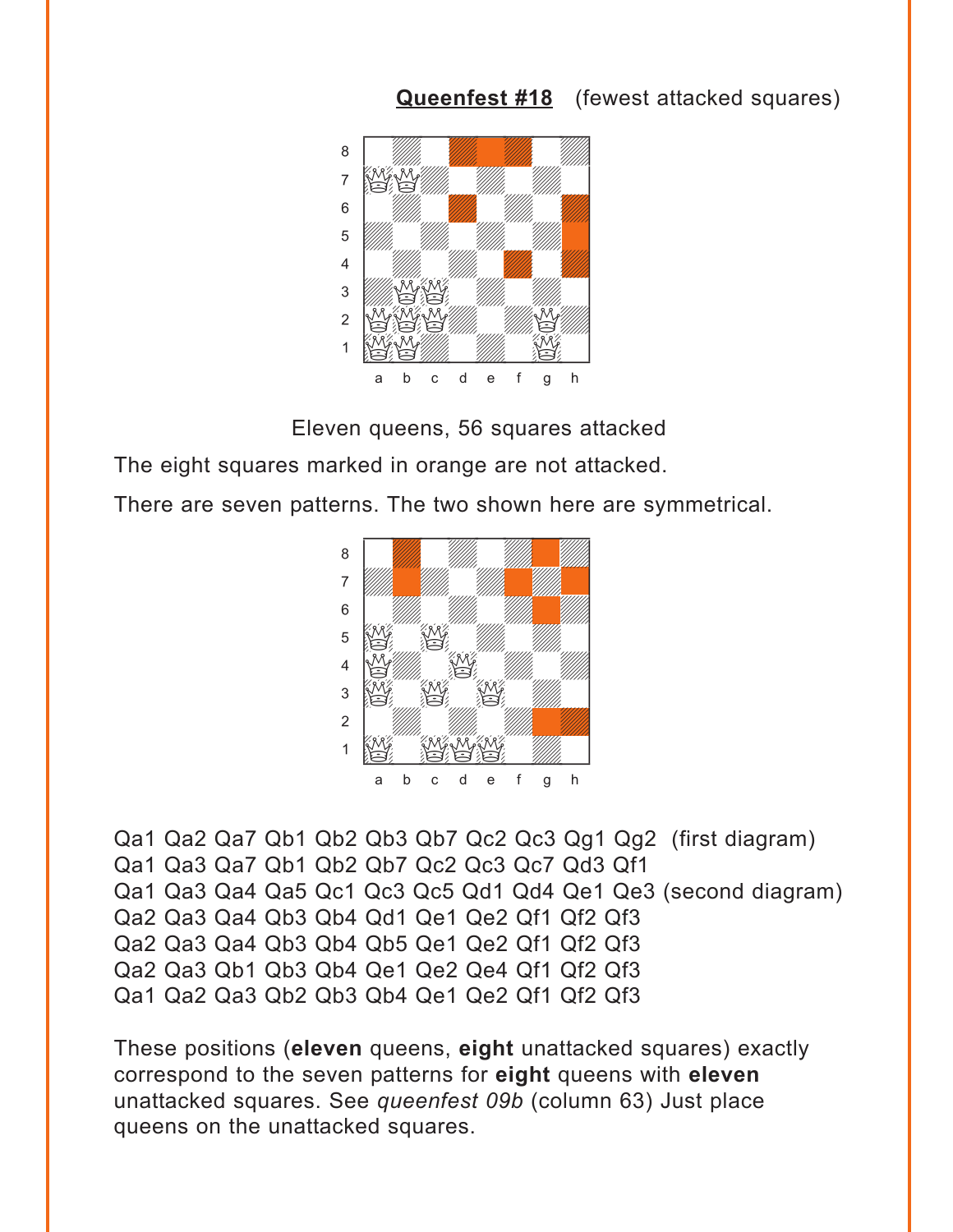**Queenfest #18** (fewest attacked squares)

Eleven queens, 56 squares attacked

The eight squares marked in orange are not attacked.

There are seven patterns. The two shown here are symmetrical.

Qa1 Qa2 Qa7 Qb1 Qb2 Qb3 Qb7 Qc2 Qc3 Qg1 Qg2 (first diagram)
Qa1 Qa3 Qa7 Qb1 Qb2 Qb7 Qc2 Qc3 Qc7 Qd3 Qf1
Qa1 Qa3 Qa4 Qa5 Qc1 Qc3 Qc5 Qd1 Qd4 Qe1 Qe3 (second diagram)
Qa2 Qa3 Qa4 Qb3 Qb4 Qd1 Qe1 Qe2 Qf1 Qf2 Qf3
Qa2 Qa3 Qa4 Qb3 Qb4 Qb5 Qe1 Qe2 Qf1 Qf2 Qf3
Qa2 Qa3 Qb1 Qb3 Qb4 Qe1 Qe2 Qe4 Qf1 Qf2 Qf3
Qa1 Qa2 Qa3 Qb2 Qb3 Qb4 Qe1 Qe2 Qf1 Qf2 Qf3

These positions (**eleven** queens, **eight** unattacked squares) exactly correspond to the seven patterns for **eight** queens with **eleven** unattacked squares. See *queenfest 09b* (column 63) Just place queens on the unattacked squares.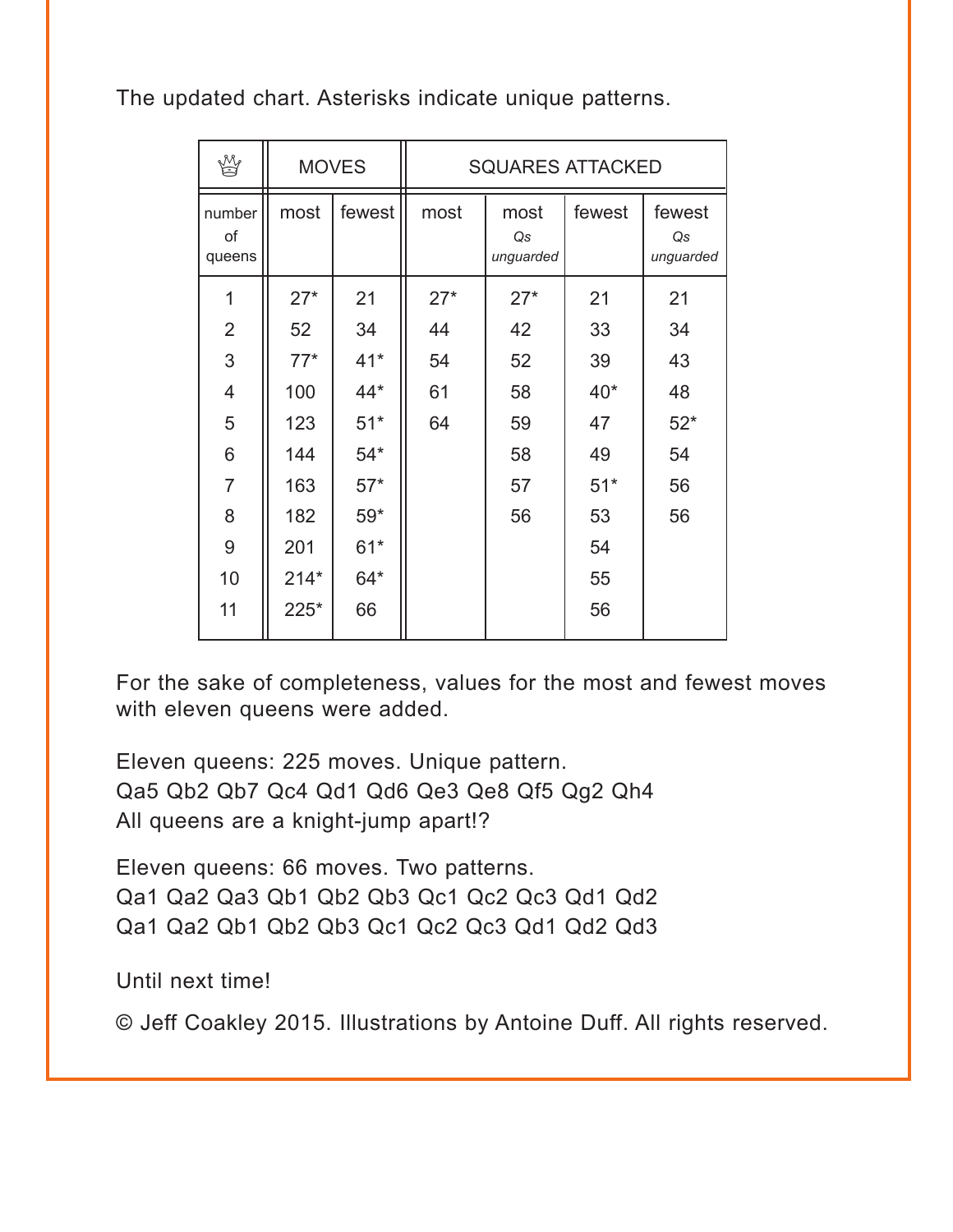The updated chart. Asterisks indicate unique patterns.

| ♕ | MOVES | | SQUARES ATTACKED | | | |
|---|---|---|---|---|---|---|
| number of queens | most | fewest | most | most *Qs unguarded* | fewest | fewest *Qs unguarded* |
| 1 | 27* | 21 | 27* | 27* | 21 | 21 |
| 2 | 52 | 34 | 44 | 42 | 33 | 34 |
| 3 | 77* | 41* | 54 | 52 | 39 | 43 |
| 4 | 100 | 44* | 61 | 58 | 40* | 48 |
| 5 | 123 | 51* | 64 | 59 | 47 | 52* |
| 6 | 144 | 54* | | 58 | 49 | 54 |
| 7 | 163 | 57* | | 57 | 51* | 56 |
| 8 | 182 | 59* | | 56 | 53 | 56 |
| 9 | 201 | 61* | | | 54 | |
| 10 | 214* | 64* | | | 55 | |
| 11 | 225* | 66 | | | 56 | |

For the sake of completeness, values for the most and fewest moves with eleven queens were added.

Eleven queens: 225 moves. Unique pattern.
Qa5 Qb2 Qb7 Qc4 Qd1 Qd6 Qe3 Qe8 Qf5 Qg2 Qh4
All queens are a knight-jump apart!?

Eleven queens: 66 moves. Two patterns.
Qa1 Qa2 Qa3 Qb1 Qb2 Qb3 Qc1 Qc2 Qc3 Qd1 Qd2
Qa1 Qa2 Qb1 Qb2 Qb3 Qc1 Qc2 Qc3 Qd1 Qd2 Qd3

Until next time!

© Jeff Coakley 2015. Illustrations by Antoine Duff. All rights reserved.